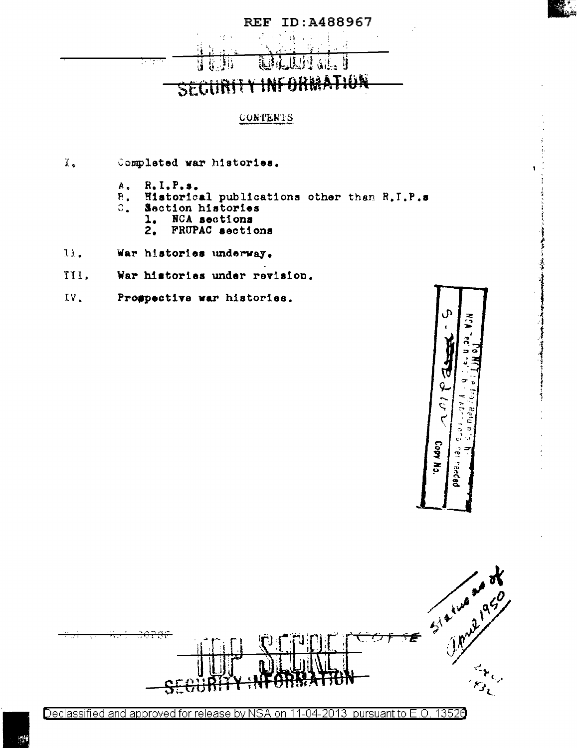REF ID:A488967

TOP SECRET

SECURITY INFORMATION

CONTENTS

I. Completed war histories.

   A. R.I.P.s.
   B. Historical publications other than R.I.P.s
   C. Section histories
      1. NCA sections
      2. FRUPAC sections

II. War histories underway.

III. War histories under revision.

IV. Prospective war histories.

Status as of April 1950

TOP SECRET

SECURITY INFORMATION

Declassified and approved for release by NSA on 11-04-2013 pursuant to E.O. 13526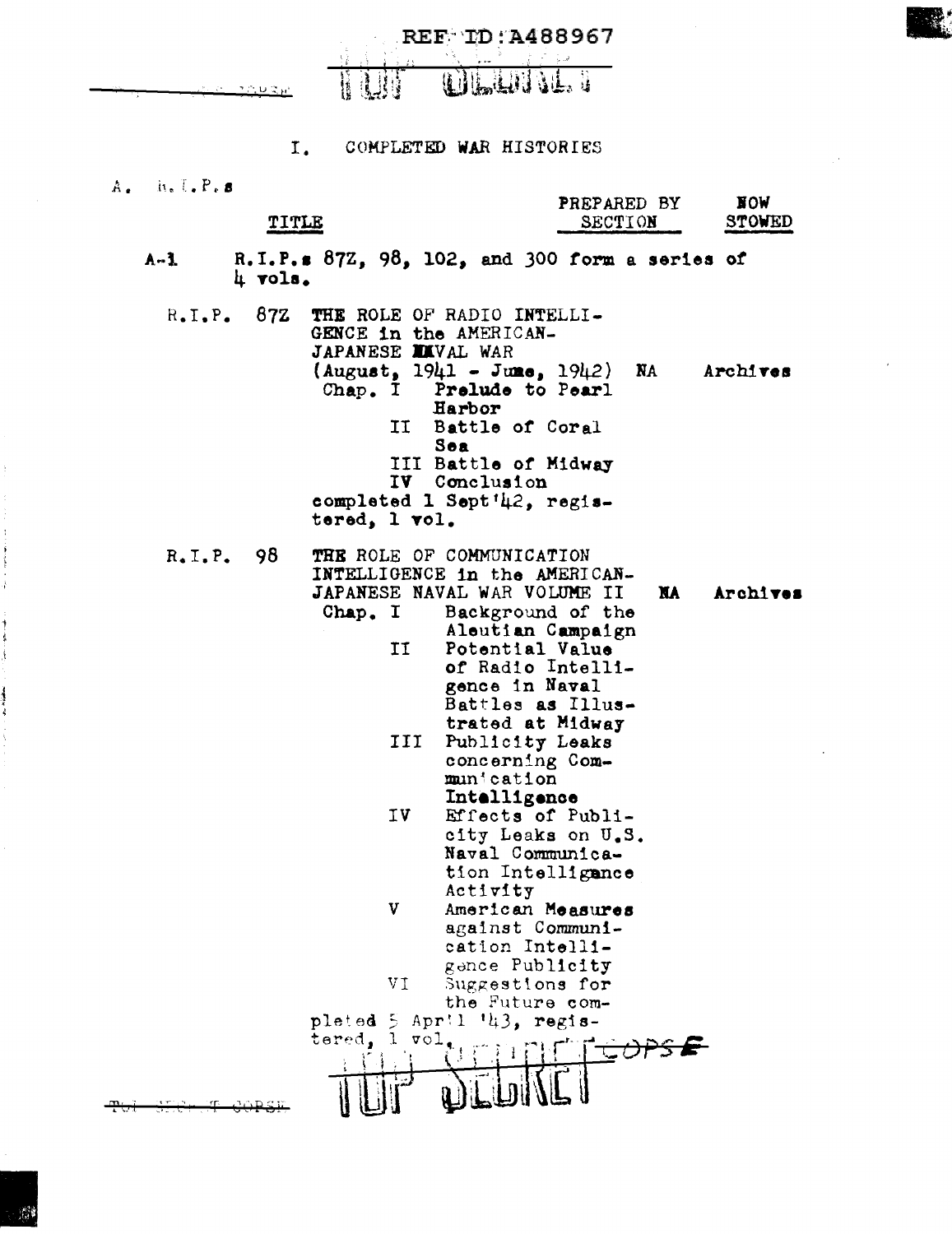# I. COMPLETED WAR HISTORIES

A. R.I.P.s

| | TITLE | PREPARED BY SECTION | NOW STOWED |
|---|---|---|---|
| A-1 | R.I.P.s 87Z, 98, 102, and 300 form a series of 4 vols. | | |
| R.I.P. 87Z | THE ROLE OF RADIO INTELLIGENCE in the AMERICAN-JAPANESE NAVAL WAR (August, 1941 - June, 1942)<br>Chap. I Prelude to Pearl Harbor<br>II Battle of Coral Sea<br>III Battle of Midway<br>IV Conclusion<br>completed 1 Sept'42, registered, 1 vol. | NA | Archives |
| R.I.P. 98 | THE ROLE OF COMMUNICATION INTELLIGENCE in the AMERICAN-JAPANESE NAVAL WAR VOLUME II<br>Chap. I Background of the Aleutian Campaign<br>II Potential Value of Radio Intelligence in Naval Battles as Illustrated at Midway<br>III Publicity Leaks concerning Communication Intelligence<br>IV Effects of Publicity Leaks on U.S. Naval Communication Intelligence Activity<br>V American Measures against Communication Intelligence Publicity<br>VI Suggestions for the Future completed 5 April '43, registered, 1 vol. | NA | Archives |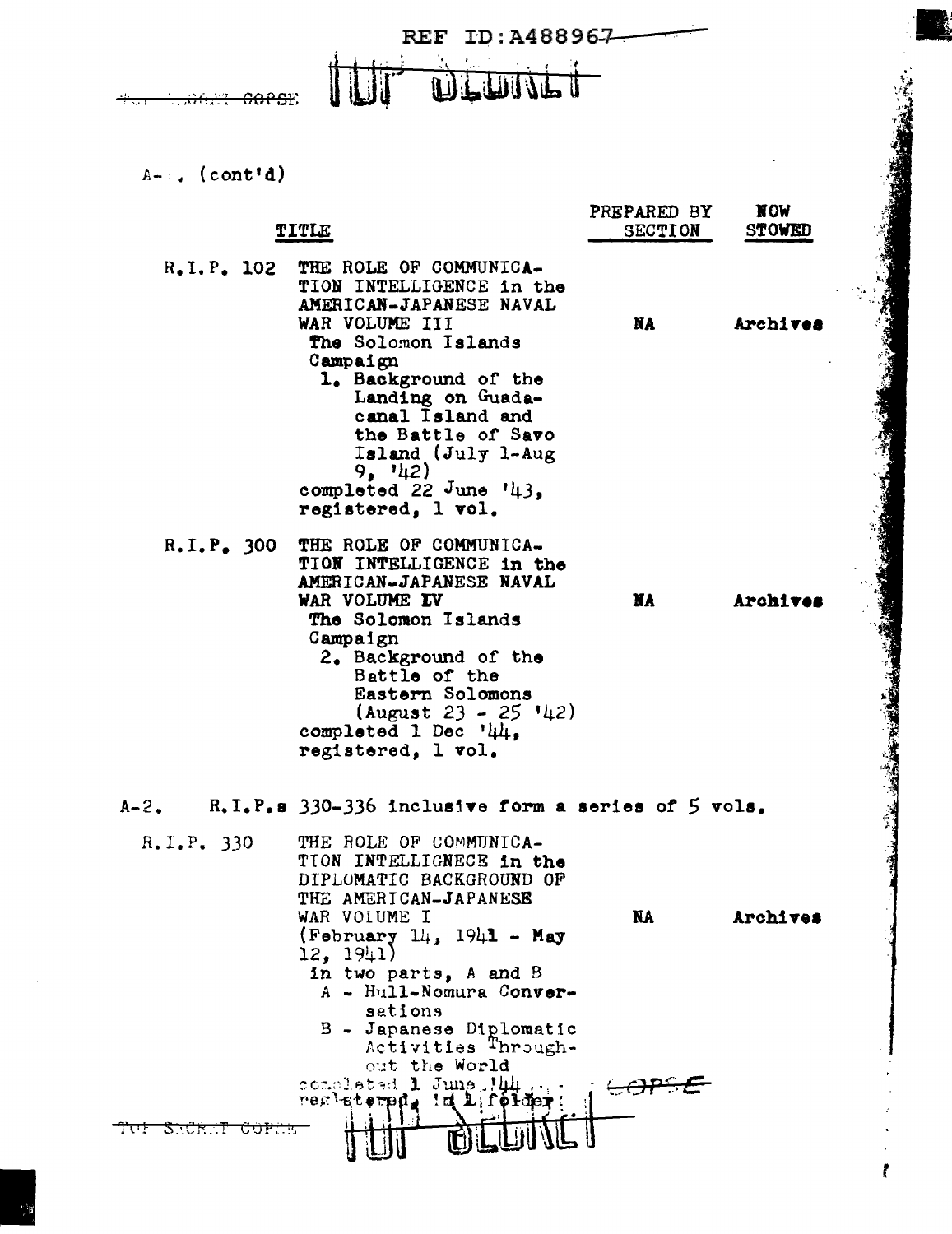REF ID:A488967

TOP SECRET

A-. (cont'd)

| TITLE | | PREPARED BY SECTION | NOW STOWED |
|---|---|---|---|
| R.I.P. 102 | THE ROLE OF COMMUNICATION INTELLIGENCE in the AMERICAN-JAPANESE NAVAL WAR VOLUME III The Solomon Islands Campaign 1. Background of the Landing on Guadacanal Island and the Battle of Savo Island (July 1-Aug 9, '42) completed 22 June '43, registered, 1 vol. | NA | Archives |
| R.I.P. 300 | THE ROLE OF COMMUNICATION INTELLIGENCE in the AMERICAN-JAPANESE NAVAL WAR VOLUME IV The Solomon Islands Campaign 2. Background of the Battle of the Eastern Solomons (August 23 - 25 '42) completed 1 Dec '44, registered, 1 vol. | NA | Archives |

A-2. R.I.P.s 330-336 inclusive form a series of 5 vols.

| | | | |
|---|---|---|---|
| R.I.P. 330 | THE ROLE OF COMMUNICATION INTELLIGNECE in the DIPLOMATIC BACKGROUND OF THE AMERICAN-JAPANESE WAR VOLUME I (February 14, 1941 - May 12, 1941) in two parts, A and B A - Hull-Nomura Conversations B - Japanese Diplomatic Activities Throughout the World completed 1 June '44, registered, in 1 folder | NA | Archives |

TOP SECRET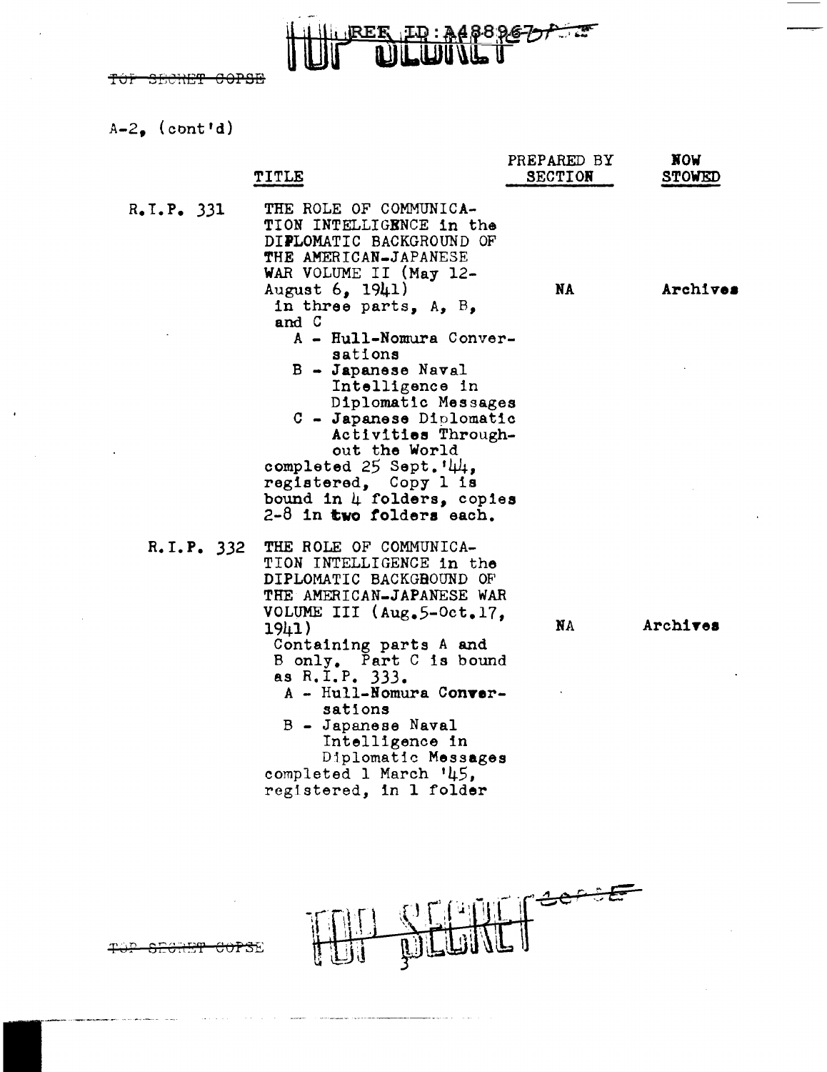A-2, (cont'd)

| | TITLE | PREPARED BY SECTION | NOW STOWED |
|---|---|---|---|
| R.I.P. 331 | THE ROLE OF COMMUNICATION INTELLIGENCE in the DIPLOMATIC BACKGROUND OF THE AMERICAN-JAPANESE WAR VOLUME II (May 12-August 6, 1941) in three parts, A, B, and C<br>A - Hull-Nomura Conversations<br>B - Japanese Naval Intelligence in Diplomatic Messages<br>C - Japanese Diplomatic Activities Throughout the World<br>completed 25 Sept.'44, registered, Copy 1 is bound in 4 folders, copies 2-8 in **two folders** each. | **NA** | **Archives** |
| R.I.P. 332 | THE ROLE OF COMMUNICATION INTELLIGENCE in the DIPLOMATIC BACKGROUND OF THE AMERICAN-JAPANESE WAR VOLUME III (Aug.5-Oct.17, 1941)<br>Containing parts A and B only. Part C is bound as R.I.P. 333.<br>A - Hull-Nomura Conversations<br>B - Japanese Naval Intelligence in Diplomatic Messages<br>completed 1 March '45, registered, in 1 folder | NA | Archives |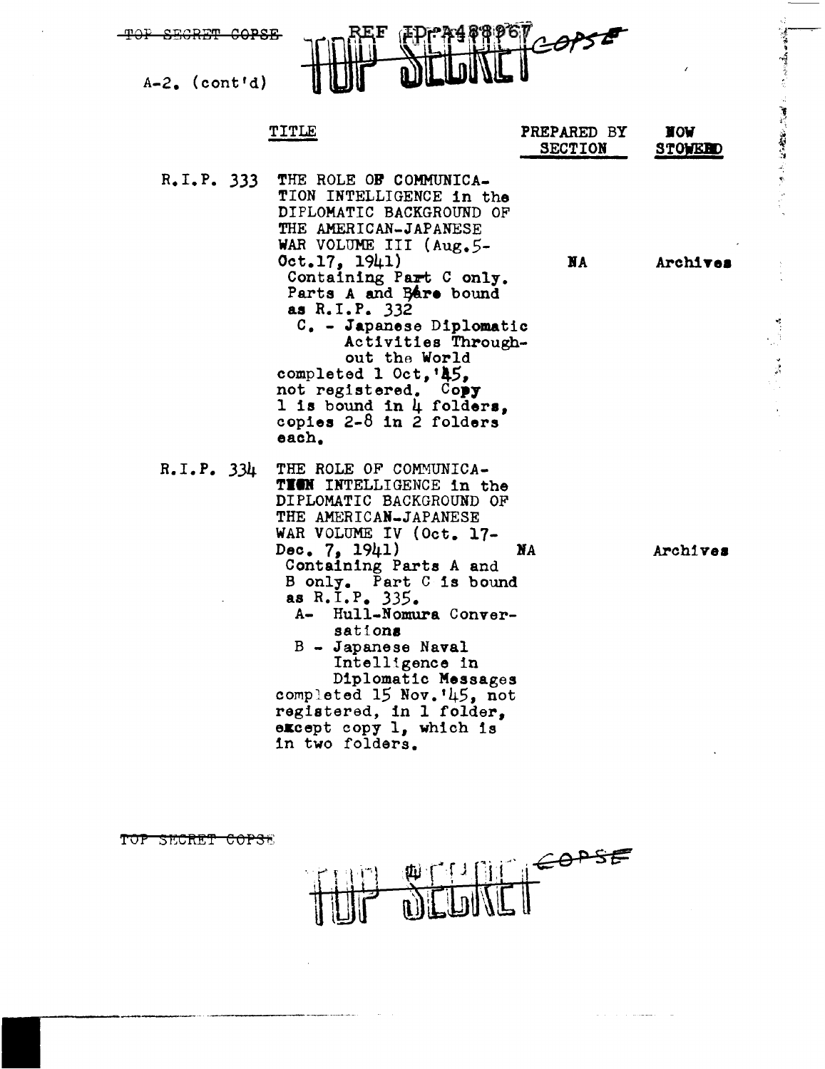TOP SECRET COPSE

REF ID:A488967

TOP SECRET COPSE

A-2. (cont'd)

| | TITLE | PREPARED BY SECTION | NOW STOWED |
|---|---|---|---|
| R.I.P. 333 | THE ROLE OF COMMUNICATION INTELLIGENCE in the DIPLOMATIC BACKGROUND OF THE AMERICAN-JAPANESE WAR VOLUME III (Aug.5-Oct.17, 1941) Containing Part C only. Parts A and B are bound as R.I.P. 332 C. - Japanese Diplomatic Activities Throughout the World completed 1 Oct,'45, not registered. Copy 1 is bound in 4 folders, copies 2-8 in 2 folders each. | NA | Archives |
| R.I.P. 334 | THE ROLE OF COMMUNICATION INTELLIGENCE in the DIPLOMATIC BACKGROUND OF THE AMERICAN-JAPANESE WAR VOLUME IV (Oct. 17-Dec. 7, 1941) Containing Parts A and B only. Part C is bound as R.I.P. 335. A- Hull-Nomura Conversations B - Japanese Naval Intelligence in Diplomatic Messages completed 15 Nov.'45, not registered, in 1 folder, except copy 1, which is in two folders. | NA | Archives |

TOP SECRET COPSE

TOP SECRET COPSE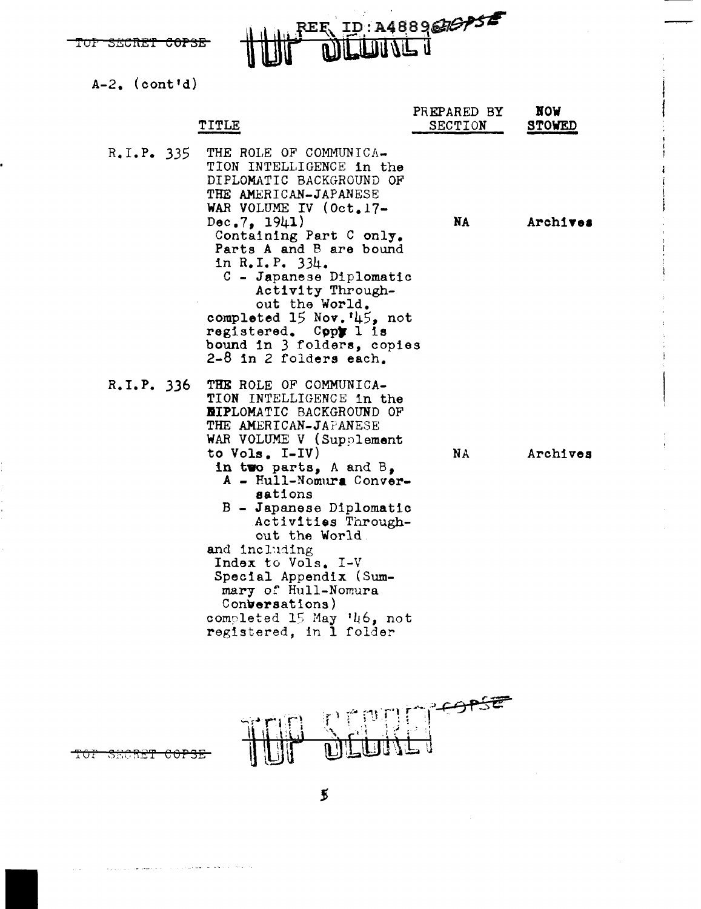A-2. (cont'd)

| | TITLE | PREPARED BY SECTION | NOW STOWED |
|---|---|---|---|
| R.I.P. 335 | THE ROLE OF COMMUNICATION INTELLIGENCE in the DIPLOMATIC BACKGROUND OF THE AMERICAN-JAPANESE WAR VOLUME IV (Oct.17-Dec.7, 1941) Containing Part C only. Parts A and B are bound in R.I.P. 334. C - Japanese Diplomatic Activity Throughout the World. completed 15 Nov.'45, not registered. Copy 1 is bound in 3 folders, copies 2-8 in 2 folders each. | NA | Archives |
| R.I.P. 336 | THE ROLE OF COMMUNICATION INTELLIGENCE in the DIPLOMATIC BACKGROUND OF THE AMERICAN-JAPANESE WAR VOLUME V (Supplement to Vols. I-IV) in two parts, A and B, A - Hull-Nomura Conversations B - Japanese Diplomatic Activities Throughout the World and including Index to Vols. I-V Special Appendix (Summary of Hull-Nomura Conversations) completed 15 May '46, not registered, in 1 folder | NA | Archives |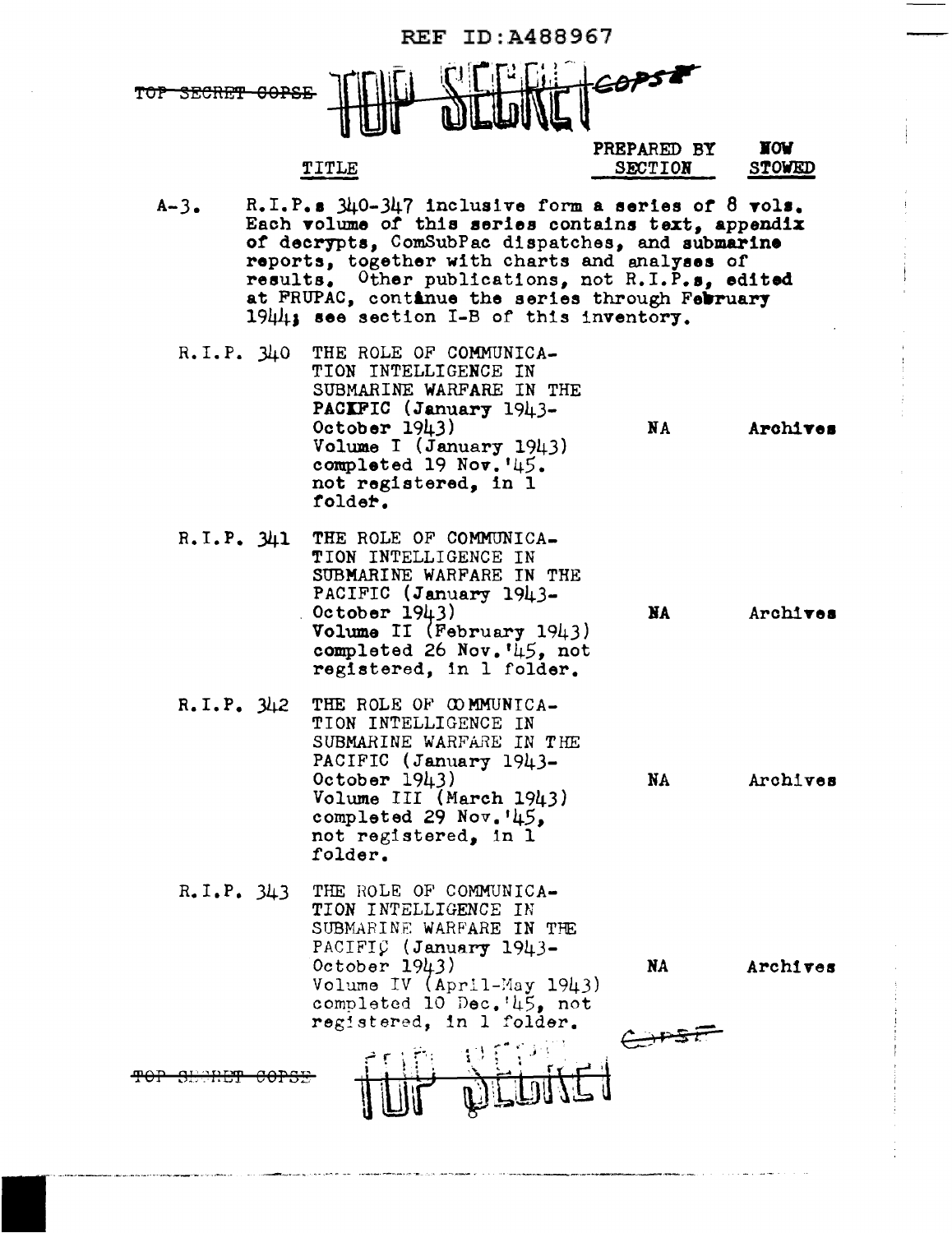REF ID:A488967

TOP SECRET COPSE

| TITLE | PREPARED BY SECTION | NOW STOWED |
|---|---|---|
| A-3. R.I.P.s 340-347 inclusive form a series of 8 vols. Each volume of this series contains text, appendix of decrypts, ComSubPac dispatches, and submarine reports, together with charts and analyses of results. Other publications, not R.I.P.s, edited at FRUPAC, continue the series through February 1944; see section I-B of this inventory. | | |
| R.I.P. 340 THE ROLE OF COMMUNICATION INTELLIGENCE IN SUBMARINE WARFARE IN THE PACIFIC (January 1943-October 1943) Volume I (January 1943) completed 19 Nov.'45. not registered, in 1 folder. | NA | Archives |
| R.I.P. 341 THE ROLE OF COMMUNICATION INTELLIGENCE IN SUBMARINE WARFARE IN THE PACIFIC (January 1943-October 1943) Volume II (February 1943) completed 26 Nov.'45, not registered, in 1 folder. | NA | Archives |
| R.I.P. 342 THE ROLE OF COMMUNICATION INTELLIGENCE IN SUBMARINE WARFARE IN THE PACIFIC (January 1943-October 1943) Volume III (March 1943) completed 29 Nov.'45, not registered, in 1 folder. | NA | Archives |
| R.I.P. 343 THE ROLE OF COMMUNICATION INTELLIGENCE IN SUBMARINE WARFARE IN THE PACIFIC (January 1943-October 1943) Volume IV (April-May 1943) completed 10 Dec.'45, not registered, in 1 folder. | NA | Archives |

TOP SECRET COPSE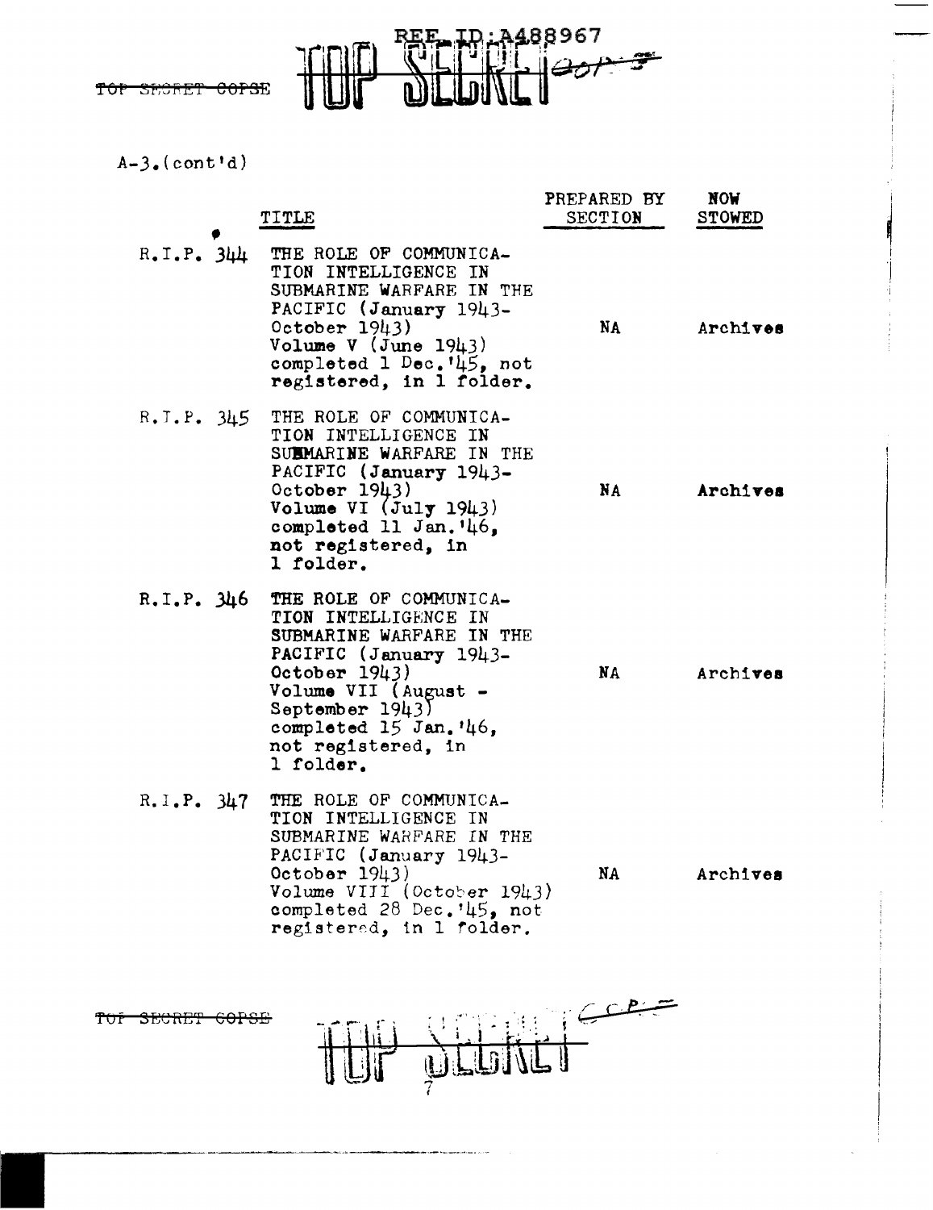A-3.(cont'd)

| | TITLE | PREPARED BY SECTION | NOW STOWED |
|---|---|---|---|
| R.I.P. 344 | THE ROLE OF COMMUNICATION INTELLIGENCE IN SUBMARINE WARFARE IN THE PACIFIC (January 1943-October 1943) Volume V (June 1943) completed 1 Dec.'45, not registered, in 1 folder. | NA | Archives |
| R.I.P. 345 | THE ROLE OF COMMUNICATION INTELLIGENCE IN SUBMARINE WARFARE IN THE PACIFIC (January 1943-October 1943) Volume VI (July 1943) completed 11 Jan.'46, not registered, in 1 folder. | NA | Archives |
| R.I.P. 346 | THE ROLE OF COMMUNICATION INTELLIGENCE IN SUBMARINE WARFARE IN THE PACIFIC (January 1943-October 1943) Volume VII (August - September 1943) completed 15 Jan.'46, not registered, in 1 folder. | NA | Archives |
| R.I.P. 347 | THE ROLE OF COMMUNICATION INTELLIGENCE IN SUBMARINE WARFARE IN THE PACIFIC (January 1943-October 1943) Volume VIII (October 1943) completed 28 Dec.'45, not registered, in 1 folder. | NA | Archives |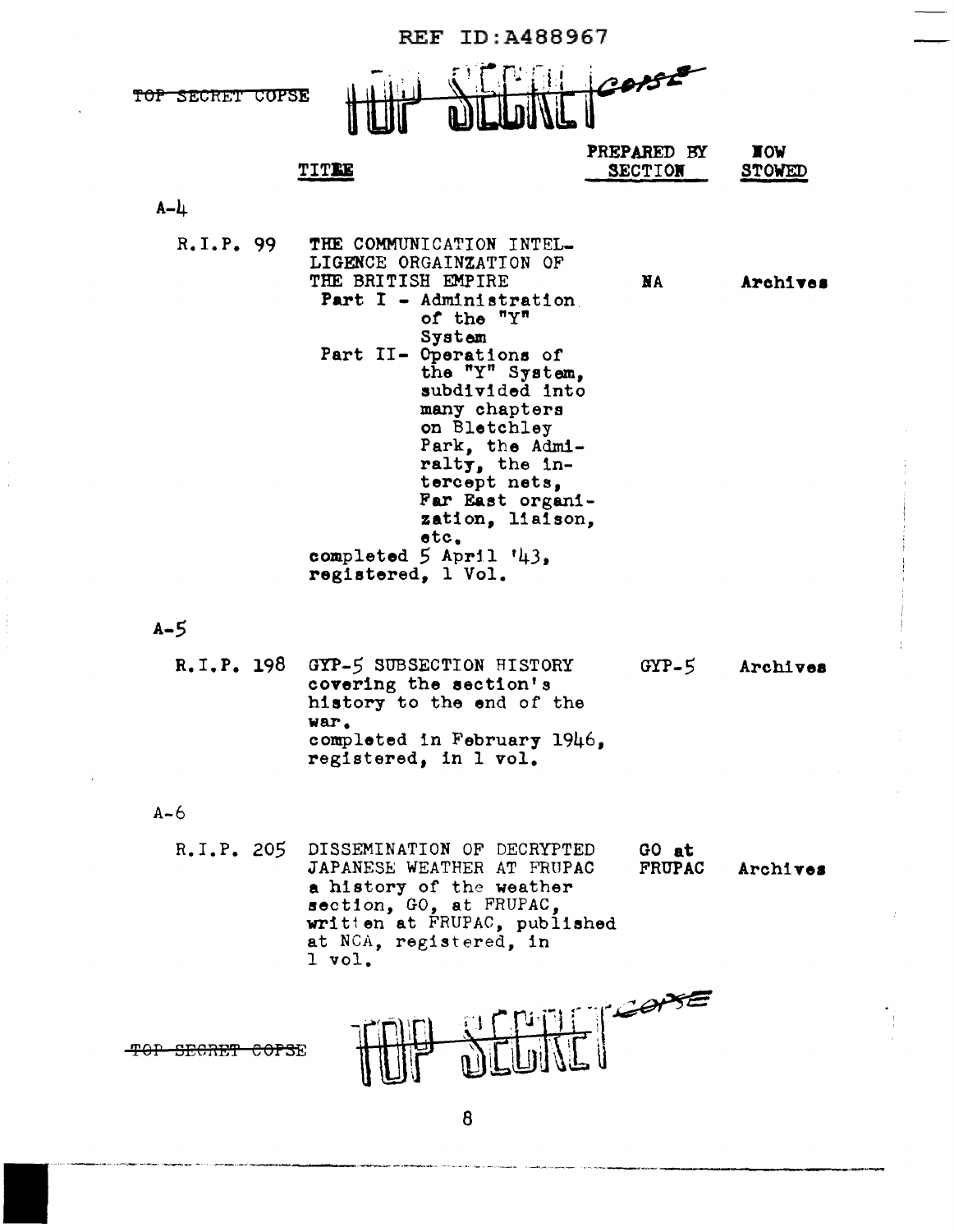REF ID:A488967

~~TOP SECRET COPSE~~ TOP SECRET COPSE

| | TITLE | PREPARED BY SECTION | NOW STOWED |
|---|---|---|---|
| **A-4** | | | |
| R.I.P. 99 | THE COMMUNICATION INTELLIGENCE ORGAINZATION OF THE BRITISH EMPIRE<br>Part I - Administration of the "Y" System<br>Part II- Operations of the "Y" System, subdivided into many chapters on Bletchley Park, the Admiralty, the intercept nets, Far East organization, liaison, etc.<br>completed 5 April '43, registered, 1 Vol. | NA | Archives |
| **A-5** | | | |
| R.I.P. 198 | GYP-5 SUBSECTION HISTORY covering the section's history to the end of the war.<br>completed in February 1946, registered, in 1 vol. | GYP-5 | Archives |
| **A-6** | | | |
| R.I.P. 205 | DISSEMINATION OF DECRYPTED JAPANESE WEATHER AT FRUPAC a history of the weather section, GO, at FRUPAC, written at FRUPAC, published at NCA, registered, in 1 vol. | GO at FRUPAC | Archives |

~~TOP SECRET COPSE~~ TOP SECRET COPSE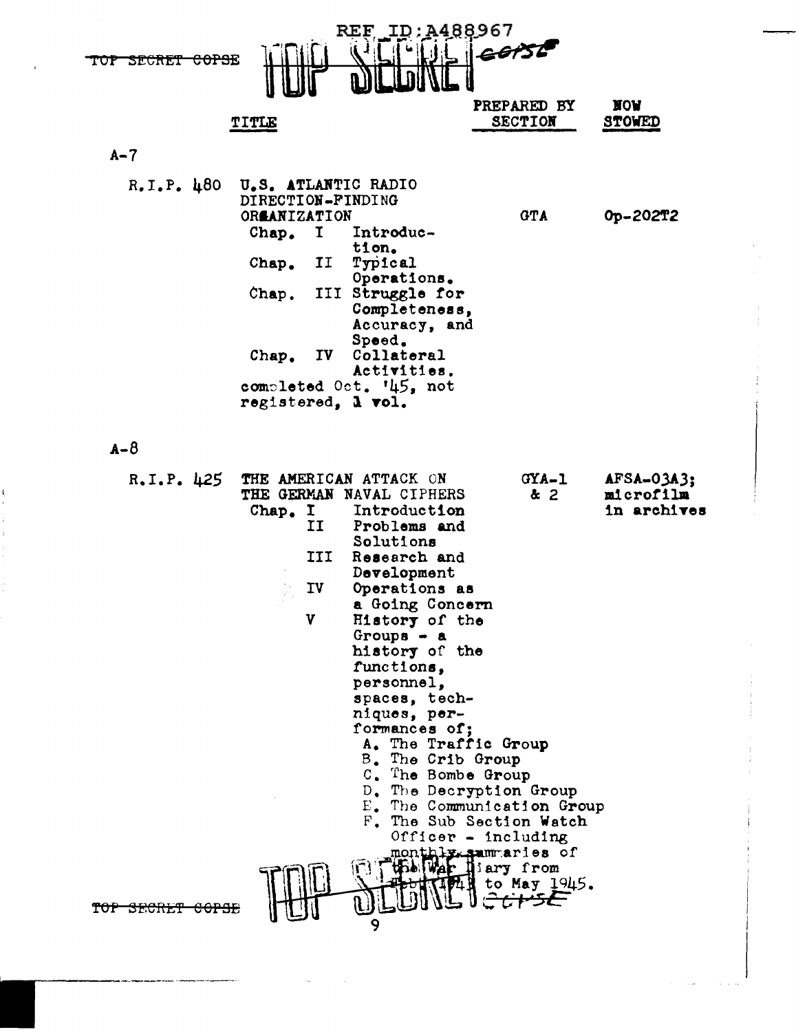| | TITLE | PREPARED BY SECTION | NOW STOWED |
|---|---|---|---|
| **A-7** | | | |
| R.I.P. 480 | U.S. ATLANTIC RADIO DIRECTION-FINDING ORGANIZATION<br>Chap. I Introduction.<br>Chap. II Typical Operations.<br>Chap. III Struggle for Completeness, Accuracy, and Speed.<br>Chap. IV Collateral Activities.<br>completed Oct. '45, not registered, 1 vol. | GTA | Op-202T2 |
| **A-8** | | | |
| R.I.P. 425 | THE AMERICAN ATTACK ON THE GERMAN NAVAL CIPHERS<br>Chap. I Introduction<br>II Problems and Solutions<br>III Research and Development<br>IV Operations as a Going Concern<br>V History of the Groups - a history of the functions, personnel, spaces, techniques, performances of;<br>A. The Traffic Group<br>B. The Crib Group<br>C. The Bombe Group<br>D. The Decryption Group<br>E. The Communication Group<br>F. The Sub Section Watch Officer - including monthly summaries of the War Diary from Feb. 1943 to May 1945. | GYA-1 & 2 | AFSA-03A3; microfilm in archives |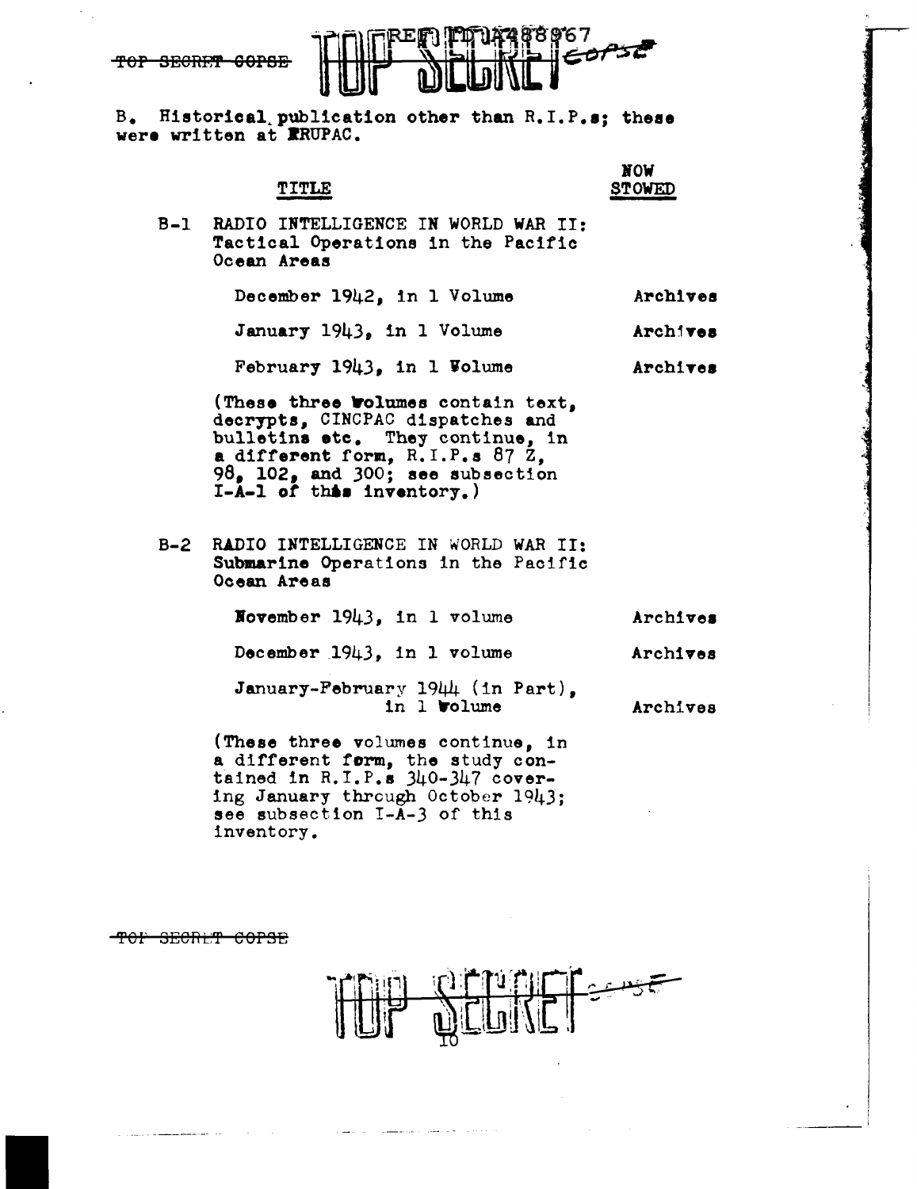B. Historical publication other than R.I.P.s; these were written at FRUPAC.

| | TITLE | NOW STOWED |
|---|---|---|
| B-1 | RADIO INTELLIGENCE IN WORLD WAR II: Tactical Operations in the Pacific Ocean Areas | |
| | December 1942, in 1 Volume | Archives |
| | January 1943, in 1 Volume | Archives |
| | February 1943, in 1 Volume | Archives |

(These three volumes contain text, decrypts, CINCPAC dispatches and bulletins etc. They continue, in a different form, R.I.P.s 87 Z, 98, 102, and 300; see subsection I-A-1 of this inventory.)

| | TITLE | NOW STOWED |
|---|---|---|
| B-2 | RADIO INTELLIGENCE IN WORLD WAR II: Submarine Operations in the Pacific Ocean Areas | |
| | November 1943, in 1 volume | Archives |
| | December 1943, in 1 volume | Archives |
| | January-February 1944 (in Part), in 1 volume | Archives |

(These three volumes continue, in a different form, the study contained in R.I.P.s 340-347 covering January through October 1943; see subsection I-A-3 of this inventory.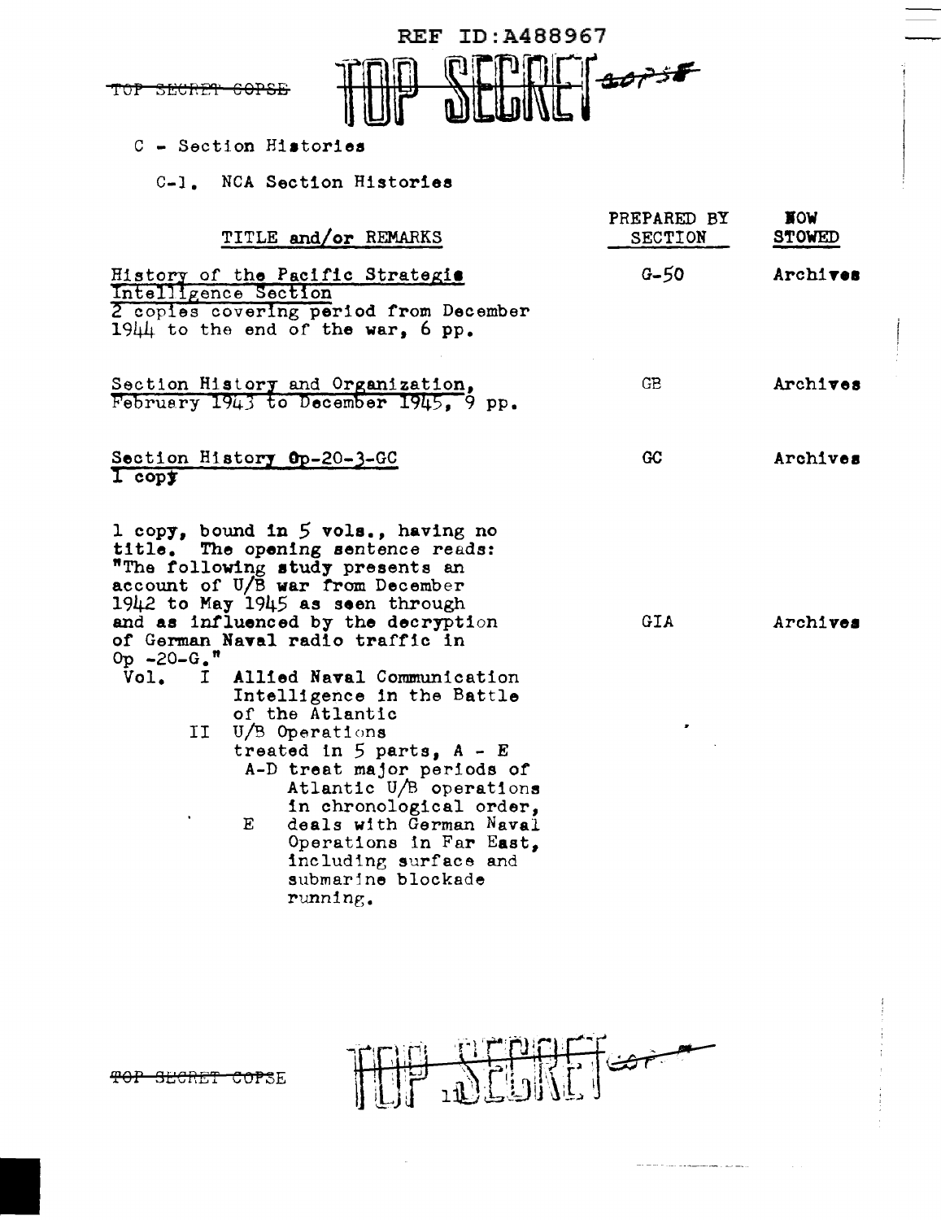REF ID:A488967

~~TOP SECRET COPSE~~ TOP SECRET ~~COPSE~~

C - Section Histories

C-1. NCA Section Histories

| TITLE and/or REMARKS | PREPARED BY SECTION | NOW STOWED |
|---|---|---|
| History of the Pacific Strategic Intelligence Section<br>2 copies covering period from December 1944 to the end of the war, 6 pp. | G-50 | Archives |
| Section History and Organization, February 1943 to December 1945, 9 pp. | GB | Archives |
| Section History Op-20-3-GC<br>1 copy | GC | Archives |
| 1 copy, bound in 5 vols., having no title. The opening sentence reads: "The following study presents an account of U/B war from December 1942 to May 1945 as seen through and as influenced by the decryption of German Naval radio traffic in Op -20-G."<br>Vol. I Allied Naval Communication Intelligence in the Battle of the Atlantic<br>II U/B Operations treated in 5 parts, A - E<br>A-D treat major periods of Atlantic U/B operations in chronological order,<br>E deals with German Naval Operations in Far East, including surface and submarine blockade running. | GIA | Archives |

~~TOP SECRET COPSE~~ TOP SECRET ~~COPSE~~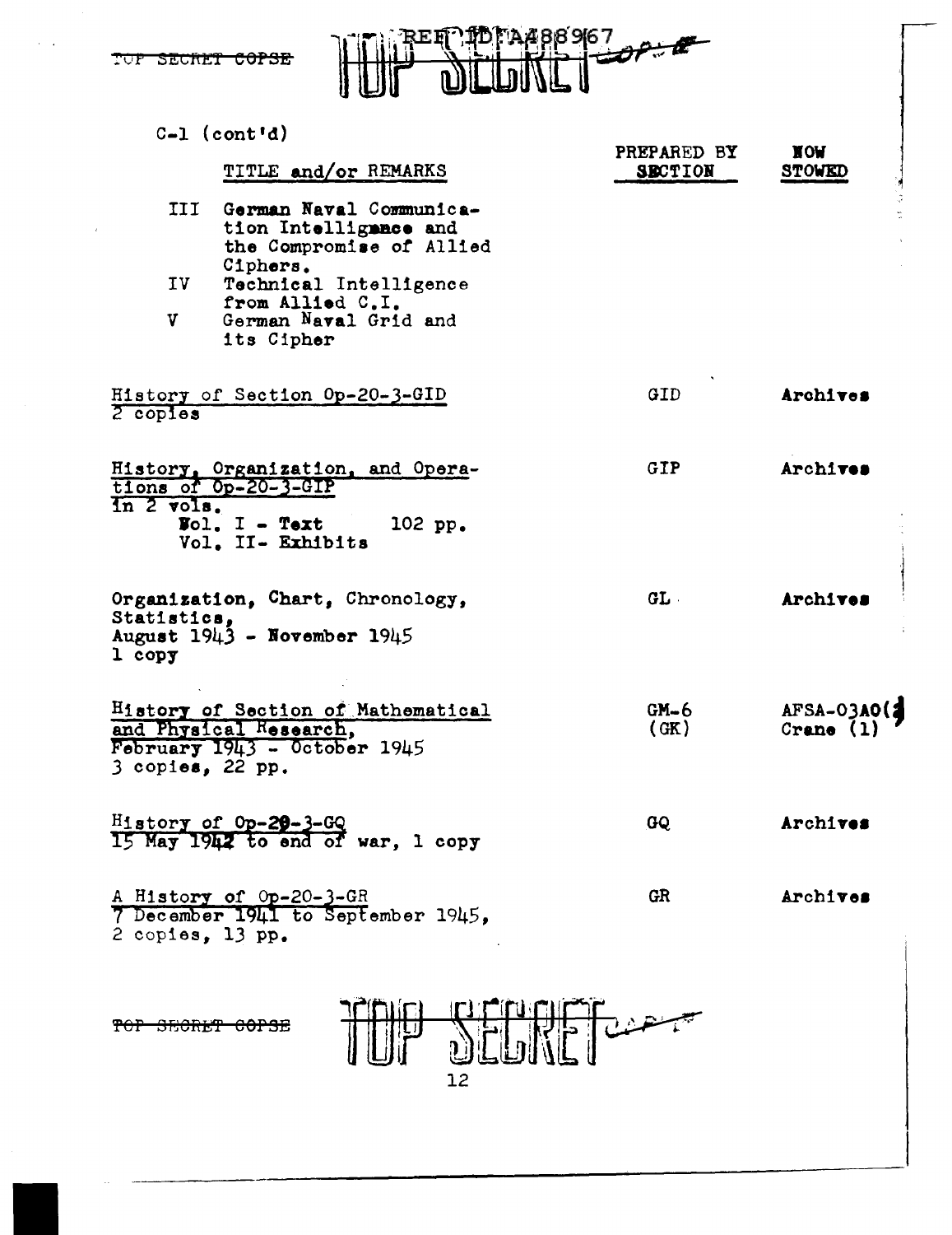C-1 (cont'd)

| TITLE and/or REMARKS | PREPARED BY SECTION | NOW STOWED |
|---|---|---|
| III German Naval Communication Intelligence and the Compromise of Allied Ciphers. IV Technical Intelligence from Allied C.I. V German Naval Grid and its Cipher | | |
| History of Section Op-20-3-GID, 2 copies | GID | Archives |
| History, Organization, and Operations of Op-20-3-GIP in 2 vols. Vol. I - Text 102 pp. Vol. II - Exhibits | GIP | Archives |
| Organization, Chart, Chronology, Statistics, August 1943 - November 1945, 1 copy | GL | Archives |
| History of Section of Mathematical and Physical Research, February 1943 - October 1945, 3 copies, 22 pp. | GM-6 (GK) | AFSA-03A0(2) Crane (1) |
| History of Op-20-3-GQ, 15 May 1942 to end of war, 1 copy | GQ | Archives |
| A History of Op-20-3-GR, 7 December 1941 to September 1945, 2 copies, 13 pp. | GR | Archives |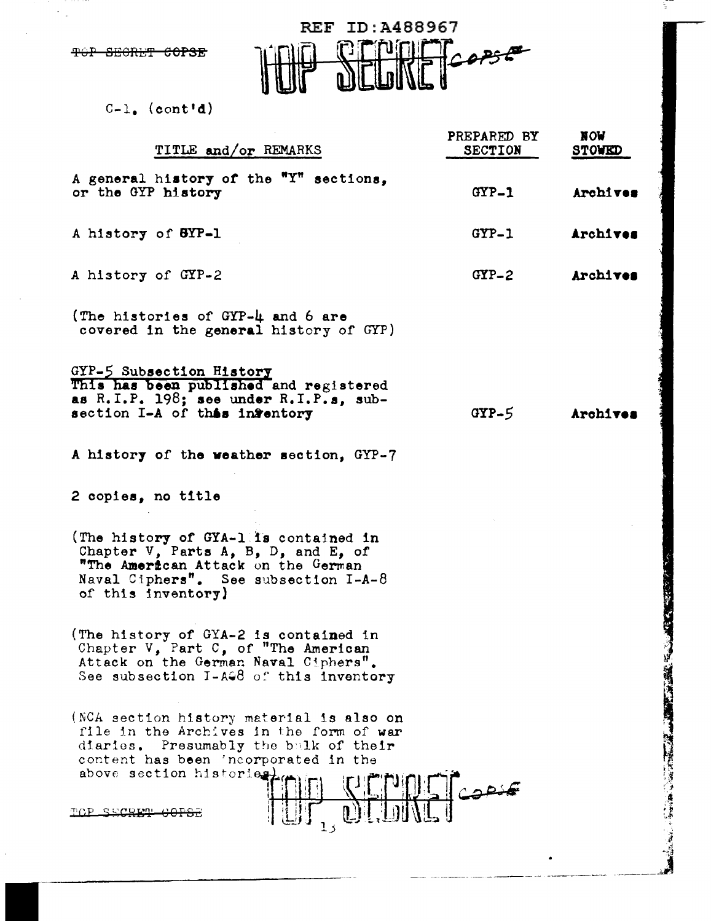C-1. (cont'd)

| TITLE and/or REMARKS | PREPARED BY SECTION | NOW STOWED |
|---|---|---|
| A general history of the "Y" sections, or the GYP history | GYP-1 | Archives |
| A history of GYP-1 | GYP-1 | Archives |
| A history of GYP-2 | GYP-2 | Archives |
| (The histories of GYP-4 and 6 are covered in the general history of GYP) | | |
| GYP-5 Subsection History<br>This has been published and registered as R.I.P. 198; see under R.I.P.s, subsection I-A of this inventory | GYP-5 | Archives |
| A history of the weather section, GYP-7 | | |
| 2 copies, no title | | |
| (The history of GYA-1 is contained in Chapter V, Parts A, B, D, and E, of "The American Attack on the German Naval Ciphers". See subsection I-A-8 of this inventory) | | |
| (The history of GYA-2 is contained in Chapter V, Part C, of "The American Attack on the German Naval Ciphers". See subsection I-A-8 of this inventory | | |
| (NCA section history material is also on file in the Archives in the form of war diaries. Presumably the bulk of their content has been incorporated in the above section histories) | | |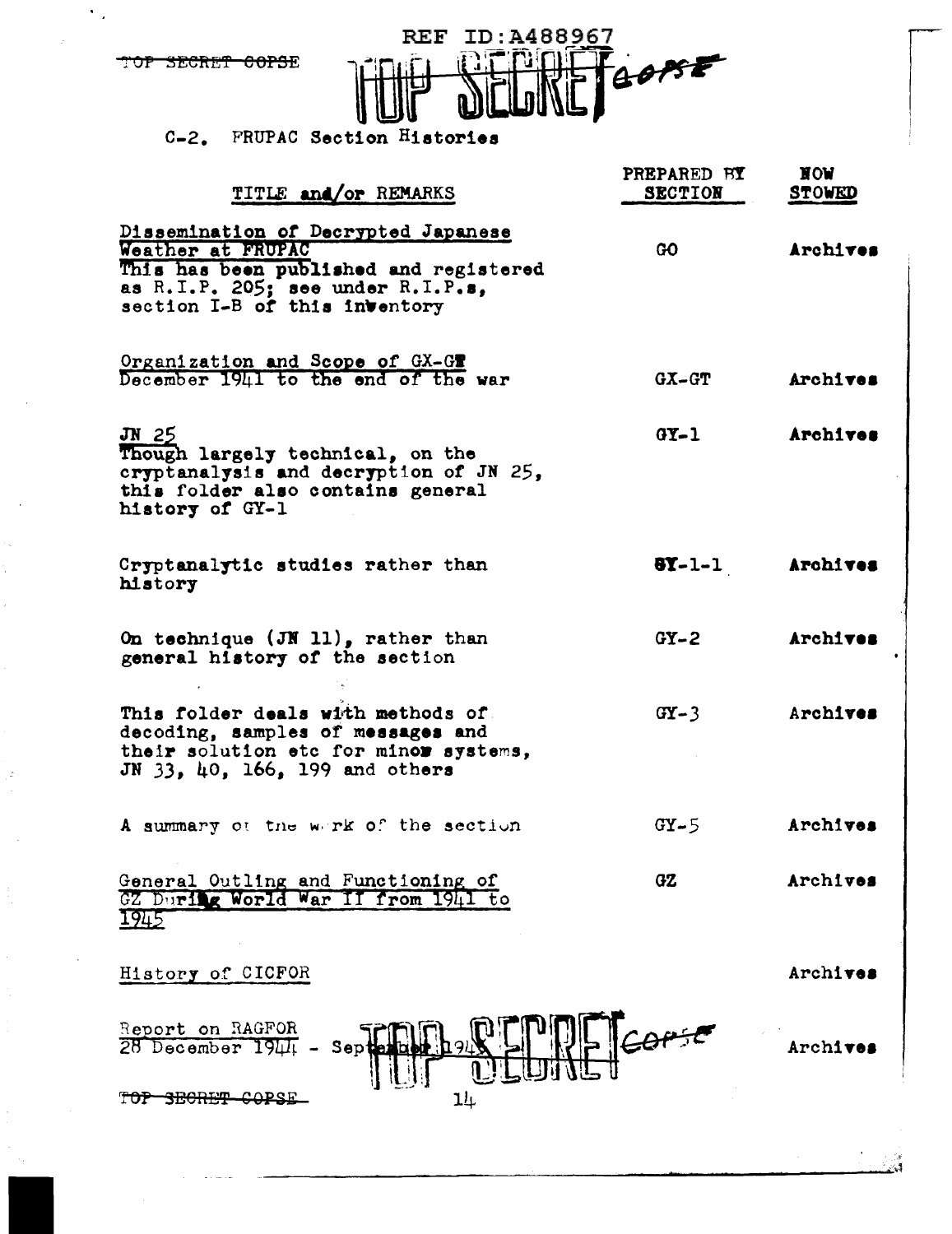C-2. FRUPAC Section Histories

| TITLE and/or REMARKS | PREPARED BY SECTION | NOW STOWED |
|---|---|---|
| Dissemination of Decrypted Japanese Weather at FRUPAC<br>This has been published and registered as R.I.P. 205; see under R.I.P.s, section I-B of this inventory | GO | Archives |
| Organization and Scope of GX-GT<br>December 1941 to the end of the war | GX-GT | Archives |
| JN 25<br>Though largely technical, on the cryptanalysis and decryption of JN 25, this folder also contains general history of GY-1 | GY-1 | Archives |
| Cryptanalytic studies rather than history | GY-1-1 | Archives |
| On technique (JN 11), rather than general history of the section | GY-2 | Archives |
| This folder deals with methods of decoding, samples of messages and their solution etc for minor systems, JN 33, 40, 166, 199 and others | GY-3 | Archives |
| A summary of the work of the section | GY-5 | Archives |
| General Outline and Functioning of GZ During World War II from 1941 to 1945 | GZ | Archives |
| History of CICFOR | | Archives |
| Report on RAGFOR<br>28 December 1944 - September 1945 | | Archives |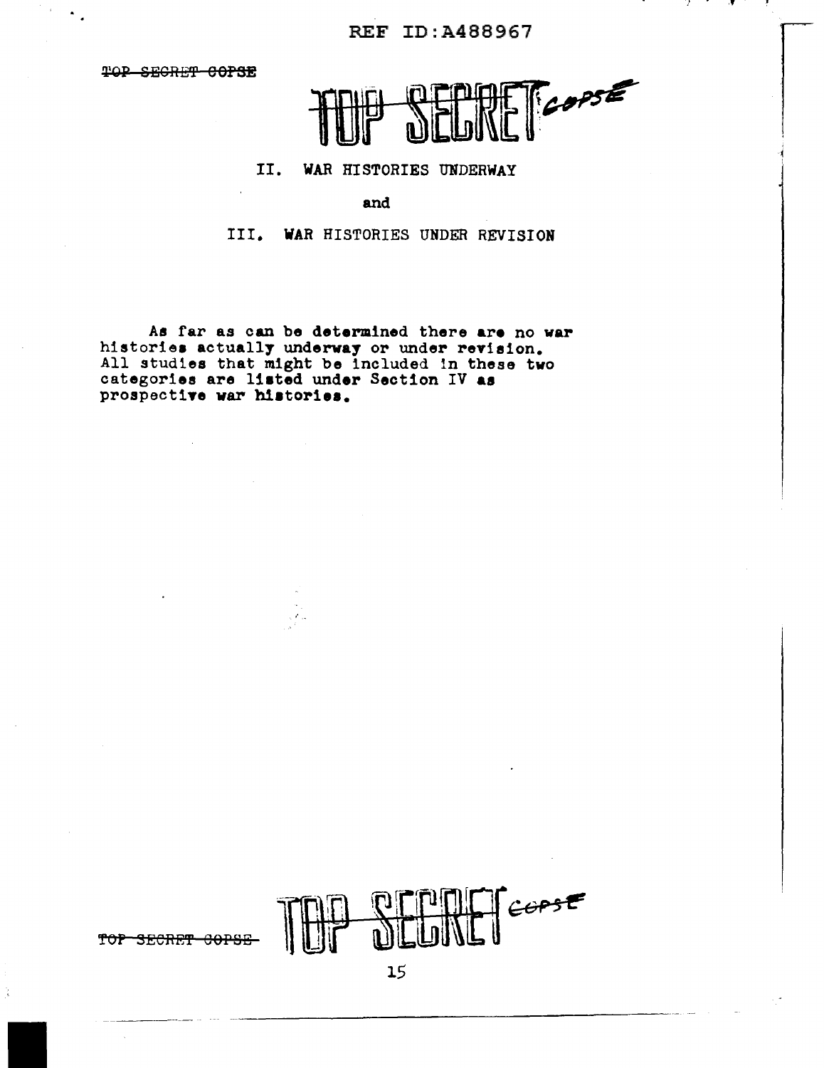## II. WAR HISTORIES UNDERWAY

and

## III. WAR HISTORIES UNDER REVISION

As far as can be determined there are no war histories actually underway or under revision. All studies that might be included in these two categories are listed under Section IV as prospective war histories.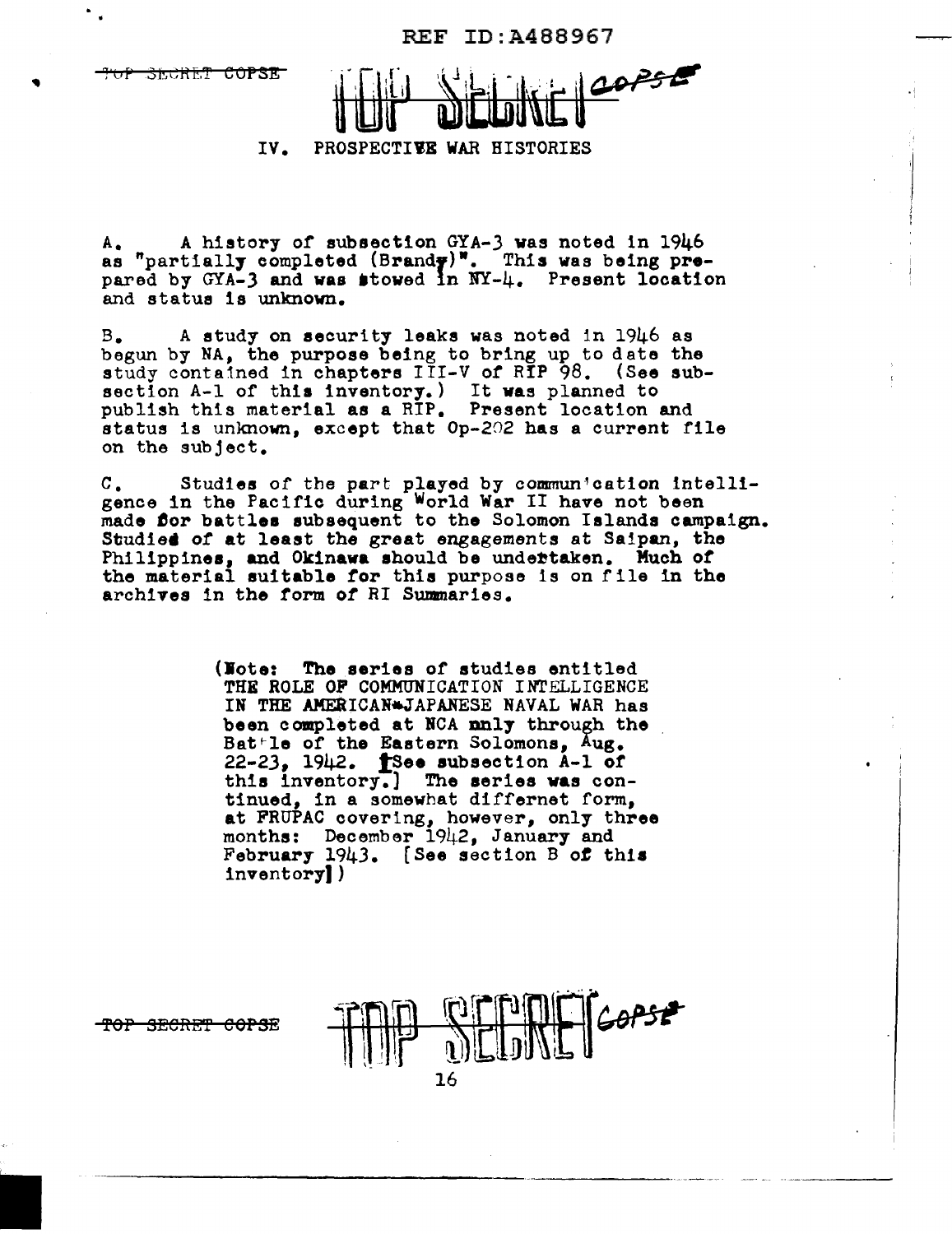# IV. PROSPECTIVE WAR HISTORIES

A. A history of subsection GYA-3 was noted in 1946 as "partially completed (Brandy)". This was being prepared by GYA-3 and was stowed in NY-4. Present location and status is unknown.

B. A study on security leaks was noted in 1946 as begun by NA, the purpose being to bring up to date the study contained in chapters III-V of RIP 98. (See subsection A-1 of this inventory.) It was planned to publish this material as a RIP. Present location and status is unknown, except that Op-202 has a current file on the subject.

C. Studies of the part played by communication intelligence in the Pacific during World War II have not been made for battles subsequent to the Solomon Islands campaign. Studies of at least the great engagements at Saipan, the Philippines, and Okinawa should be undertaken. Much of the material suitable for this purpose is on file in the archives in the form of RI Summaries.

> (Note: The series of studies entitled THE ROLE OF COMMUNICATION INTELLIGENCE IN THE AMERICAN-JAPANESE NAVAL WAR has been completed at NCA only through the Battle of the Eastern Solomons, Aug. 22-23, 1942. [See subsection A-1 of this inventory.] The series was continued, in a somewhat differnet form, at FRUPAC covering, however, only three months: December 1942, January and February 1943. [See section B of this inventory])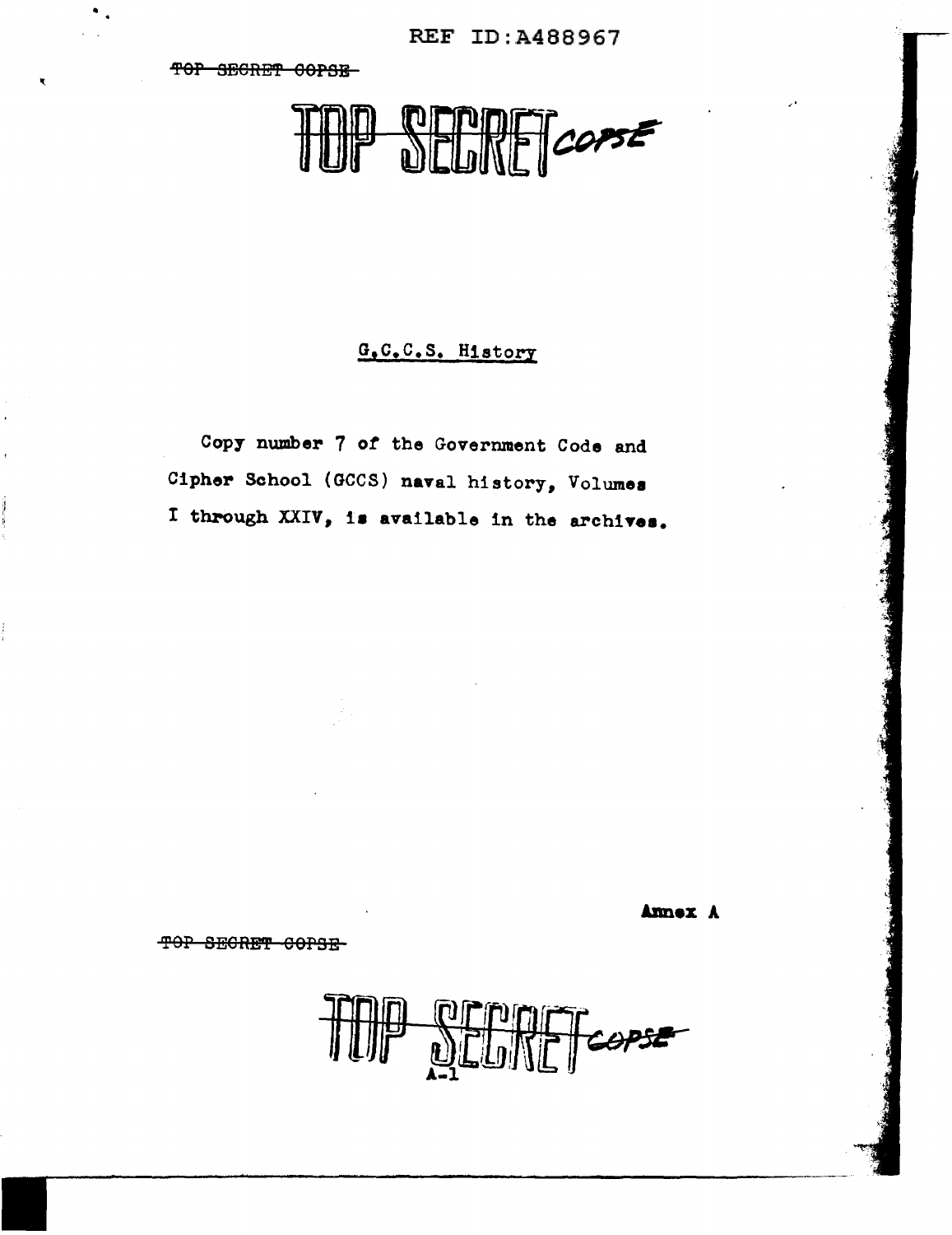REF ID:A488967

~~TOP SECRET COPSE~~

TOP SECRET COPSE

G.C.C.S. History

Copy number 7 of the Government Code and Cipher School (GCCS) naval history, Volumes I through XXIV, is available in the archives.

**Annex A**

~~TOP SECRET COPSE~~

~~TOP SECRET~~ COPSE

A-1